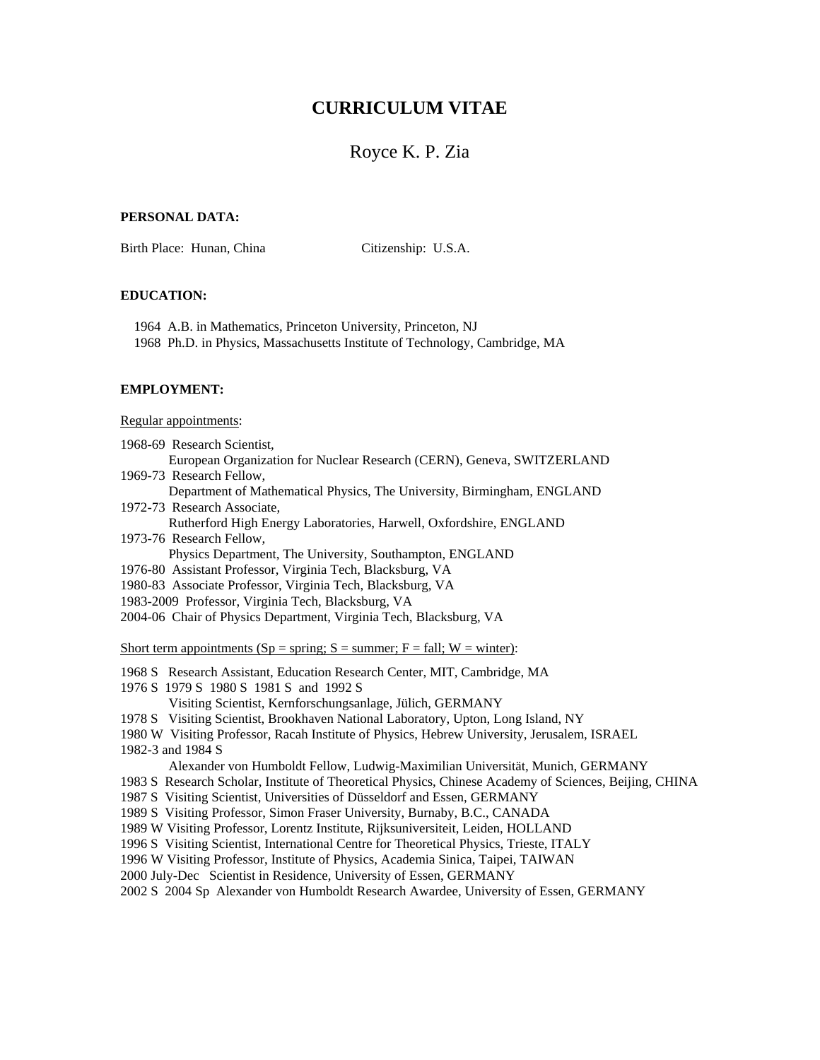# CURRICULUM VITAE

## Royce K. P. Zia

**PERSONAL DATA:**

Birth Place: Hunan, China Citizenship: U.S.A.

**EDUCATION:**

1964 A.B. in Mathematics, Princeton University, Princeton, NJ
1968 Ph.D. in Physics, Massachusetts Institute of Technology, Cambridge, MA

**EMPLOYMENT:**

Regular appointments:

1968-69 Research Scientist,
European Organization for Nuclear Research (CERN), Geneva, SWITZERLAND
1969-73 Research Fellow,
Department of Mathematical Physics, The University, Birmingham, ENGLAND
1972-73 Research Associate,
Rutherford High Energy Laboratories, Harwell, Oxfordshire, ENGLAND
1973-76 Research Fellow,
Physics Department, The University, Southampton, ENGLAND
1976-80 Assistant Professor, Virginia Tech, Blacksburg, VA
1980-83 Associate Professor, Virginia Tech, Blacksburg, VA
1983-2009 Professor, Virginia Tech, Blacksburg, VA
2004-06 Chair of Physics Department, Virginia Tech, Blacksburg, VA

Short term appointments (Sp = spring; S = summer; F = fall; W = winter):

1968 S Research Assistant, Education Research Center, MIT, Cambridge, MA
1976 S 1979 S 1980 S 1981 S and 1992 S
Visiting Scientist, Kernforschungsanlage, Jülich, GERMANY
1978 S Visiting Scientist, Brookhaven National Laboratory, Upton, Long Island, NY
1980 W Visiting Professor, Racah Institute of Physics, Hebrew University, Jerusalem, ISRAEL
1982-3 and 1984 S
Alexander von Humboldt Fellow, Ludwig-Maximilian Universität, Munich, GERMANY
1983 S Research Scholar, Institute of Theoretical Physics, Chinese Academy of Sciences, Beijing, CHINA
1987 S Visiting Scientist, Universities of Düsseldorf and Essen, GERMANY
1989 S Visiting Professor, Simon Fraser University, Burnaby, B.C., CANADA
1989 W Visiting Professor, Lorentz Institute, Rijksuniversiteit, Leiden, HOLLAND
1996 S Visiting Scientist, International Centre for Theoretical Physics, Trieste, ITALY
1996 W Visiting Professor, Institute of Physics, Academia Sinica, Taipei, TAIWAN
2000 July-Dec Scientist in Residence, University of Essen, GERMANY
2002 S 2004 Sp Alexander von Humboldt Research Awardee, University of Essen, GERMANY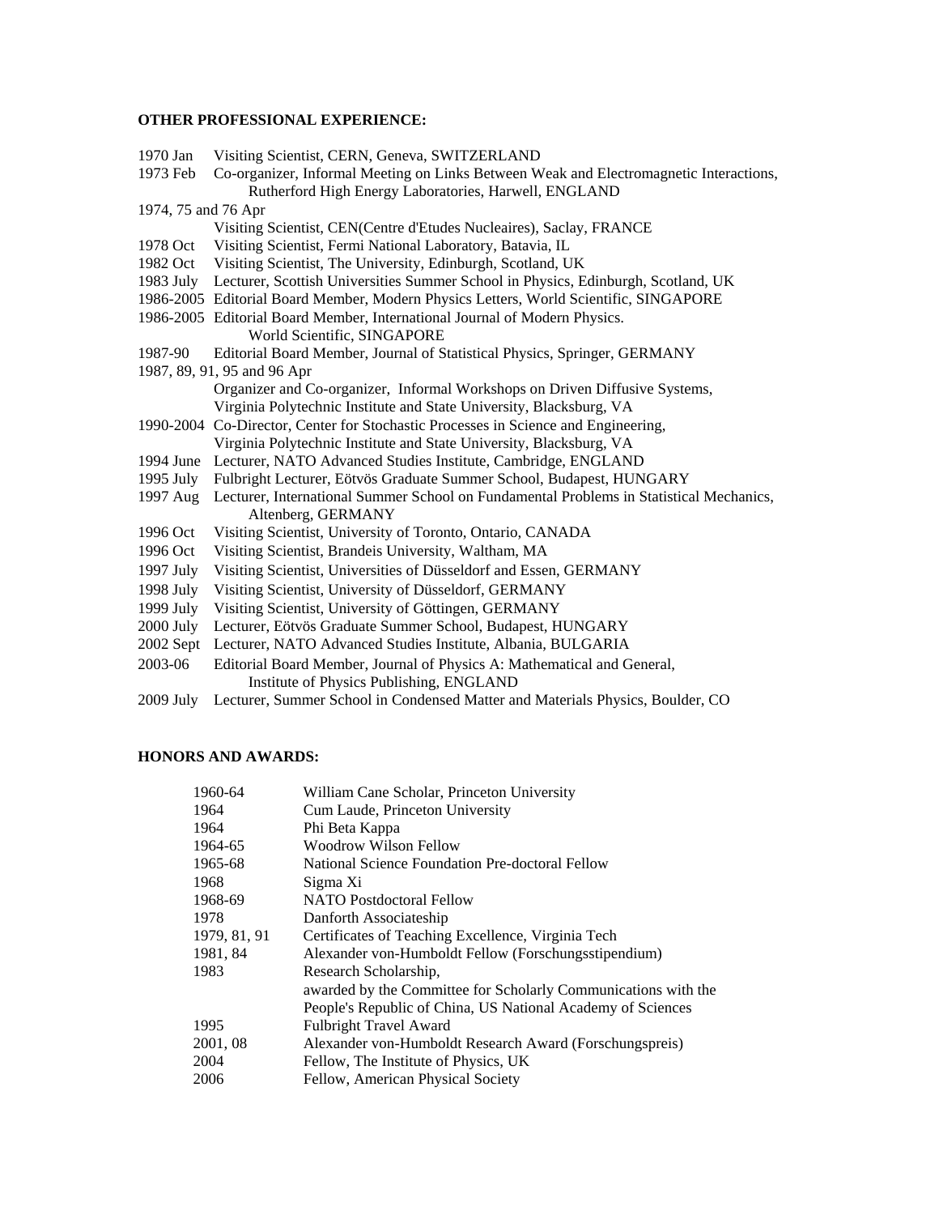**OTHER PROFESSIONAL EXPERIENCE:**

| | |
|---|---|
| 1970 Jan | Visiting Scientist, CERN, Geneva, SWITZERLAND |
| 1973 Feb | Co-organizer, Informal Meeting on Links Between Weak and Electromagnetic Interactions, Rutherford High Energy Laboratories, Harwell, ENGLAND |
| 1974, 75 and 76 Apr | Visiting Scientist, CEN(Centre d'Etudes Nucleaires), Saclay, FRANCE |
| 1978 Oct | Visiting Scientist, Fermi National Laboratory, Batavia, IL |
| 1982 Oct | Visiting Scientist, The University, Edinburgh, Scotland, UK |
| 1983 July | Lecturer, Scottish Universities Summer School in Physics, Edinburgh, Scotland, UK |
| 1986-2005 | Editorial Board Member, Modern Physics Letters, World Scientific, SINGAPORE |
| 1986-2005 | Editorial Board Member, International Journal of Modern Physics. World Scientific, SINGAPORE |
| 1987-90 | Editorial Board Member, Journal of Statistical Physics, Springer, GERMANY |
| 1987, 89, 91, 95 and 96 Apr | Organizer and Co-organizer, Informal Workshops on Driven Diffusive Systems, Virginia Polytechnic Institute and State University, Blacksburg, VA |
| 1990-2004 | Co-Director, Center for Stochastic Processes in Science and Engineering, Virginia Polytechnic Institute and State University, Blacksburg, VA |
| 1994 June | Lecturer, NATO Advanced Studies Institute, Cambridge, ENGLAND |
| 1995 July | Fulbright Lecturer, Eötvös Graduate Summer School, Budapest, HUNGARY |
| 1997 Aug | Lecturer, International Summer School on Fundamental Problems in Statistical Mechanics, Altenberg, GERMANY |
| 1996 Oct | Visiting Scientist, University of Toronto, Ontario, CANADA |
| 1996 Oct | Visiting Scientist, Brandeis University, Waltham, MA |
| 1997 July | Visiting Scientist, Universities of Düsseldorf and Essen, GERMANY |
| 1998 July | Visiting Scientist, University of Düsseldorf, GERMANY |
| 1999 July | Visiting Scientist, University of Göttingen, GERMANY |
| 2000 July | Lecturer, Eötvös Graduate Summer School, Budapest, HUNGARY |
| 2002 Sept | Lecturer, NATO Advanced Studies Institute, Albania, BULGARIA |
| 2003-06 | Editorial Board Member, Journal of Physics A: Mathematical and General, Institute of Physics Publishing, ENGLAND |
| 2009 July | Lecturer, Summer School in Condensed Matter and Materials Physics, Boulder, CO |

**HONORS AND AWARDS:**

| | |
|---|---|
| 1960-64 | William Cane Scholar, Princeton University |
| 1964 | Cum Laude, Princeton University |
| 1964 | Phi Beta Kappa |
| 1964-65 | Woodrow Wilson Fellow |
| 1965-68 | National Science Foundation Pre-doctoral Fellow |
| 1968 | Sigma Xi |
| 1968-69 | NATO Postdoctoral Fellow |
| 1978 | Danforth Associateship |
| 1979, 81, 91 | Certificates of Teaching Excellence, Virginia Tech |
| 1981, 84 | Alexander von-Humboldt Fellow (Forschungsstipendium) |
| 1983 | Research Scholarship, awarded by the Committee for Scholarly Communications with the People's Republic of China, US National Academy of Sciences |
| 1995 | Fulbright Travel Award |
| 2001, 08 | Alexander von-Humboldt Research Award (Forschungspreis) |
| 2004 | Fellow, The Institute of Physics, UK |
| 2006 | Fellow, American Physical Society |